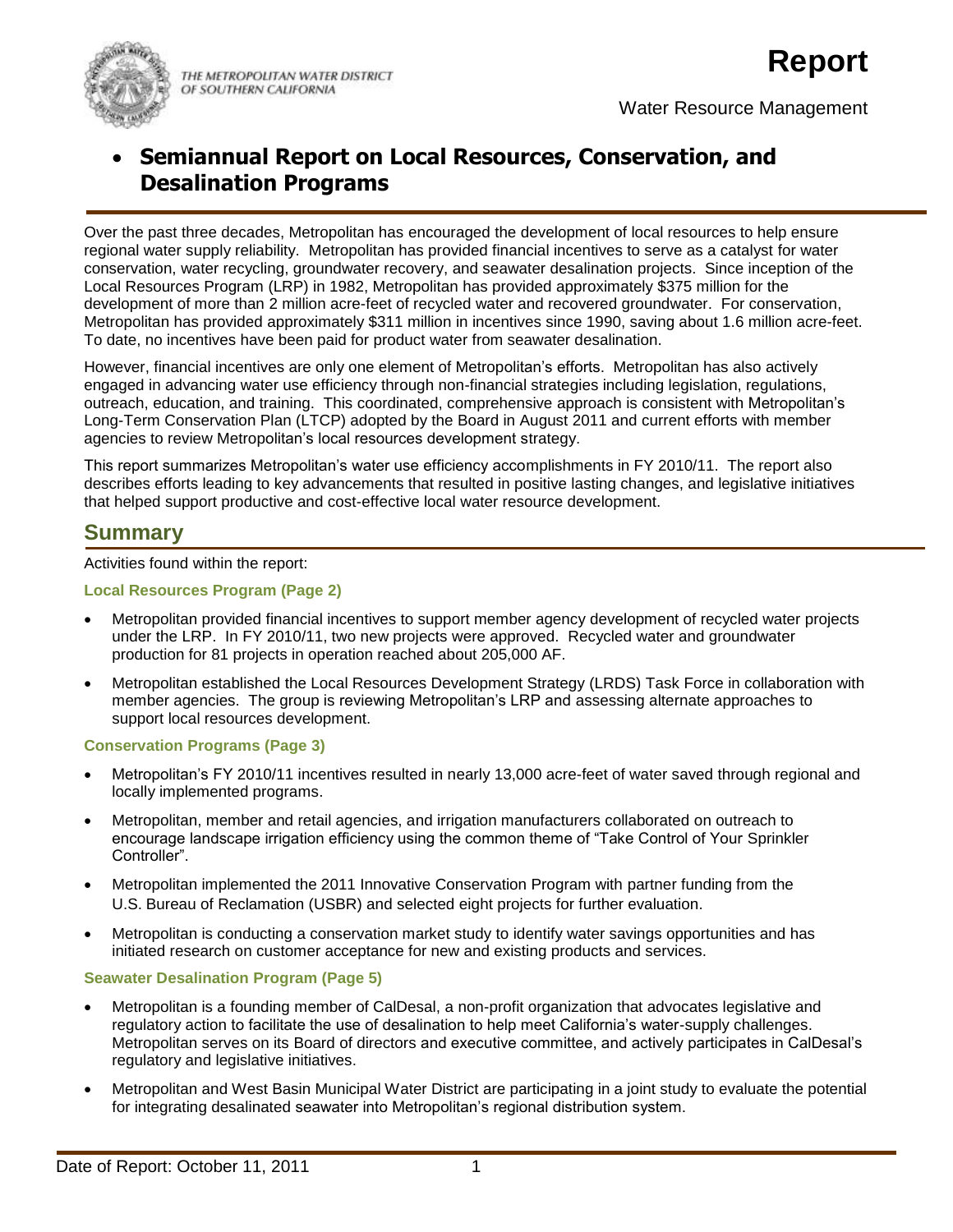THE METROPOLITAN WATER DISTRICT OF SOUTHERN CALIFORNIA

# Report

Water Resource Management

## Semiannual Report on Local Resources, Conservation, and Desalination Programs

Over the past three decades, Metropolitan has encouraged the development of local resources to help ensure regional water supply reliability. Metropolitan has provided financial incentives to serve as a catalyst for water conservation, water recycling, groundwater recovery, and seawater desalination projects. Since inception of the Local Resources Program (LRP) in 1982, Metropolitan has provided approximately $375 million for the development of more than 2 million acre-feet of recycled water and recovered groundwater. For conservation, Metropolitan has provided approximately $311 million in incentives since 1990, saving about 1.6 million acre-feet. To date, no incentives have been paid for product water from seawater desalination.

However, financial incentives are only one element of Metropolitan's efforts. Metropolitan has also actively engaged in advancing water use efficiency through non-financial strategies including legislation, regulations, outreach, education, and training. This coordinated, comprehensive approach is consistent with Metropolitan's Long-Term Conservation Plan (LTCP) adopted by the Board in August 2011 and current efforts with member agencies to review Metropolitan's local resources development strategy.

This report summarizes Metropolitan's water use efficiency accomplishments in FY 2010/11. The report also describes efforts leading to key advancements that resulted in positive lasting changes, and legislative initiatives that helped support productive and cost-effective local water resource development.

## Summary

Activities found within the report:

### Local Resources Program (Page 2)

- Metropolitan provided financial incentives to support member agency development of recycled water projects under the LRP. In FY 2010/11, two new projects were approved. Recycled water and groundwater production for 81 projects in operation reached about 205,000 AF.
- Metropolitan established the Local Resources Development Strategy (LRDS) Task Force in collaboration with member agencies. The group is reviewing Metropolitan's LRP and assessing alternate approaches to support local resources development.

### Conservation Programs (Page 3)

- Metropolitan's FY 2010/11 incentives resulted in nearly 13,000 acre-feet of water saved through regional and locally implemented programs.
- Metropolitan, member and retail agencies, and irrigation manufacturers collaborated on outreach to encourage landscape irrigation efficiency using the common theme of "Take Control of Your Sprinkler Controller".
- Metropolitan implemented the 2011 Innovative Conservation Program with partner funding from the U.S. Bureau of Reclamation (USBR) and selected eight projects for further evaluation.
- Metropolitan is conducting a conservation market study to identify water savings opportunities and has initiated research on customer acceptance for new and existing products and services.

### Seawater Desalination Program (Page 5)

- Metropolitan is a founding member of CalDesal, a non-profit organization that advocates legislative and regulatory action to facilitate the use of desalination to help meet California's water-supply challenges. Metropolitan serves on its Board of directors and executive committee, and actively participates in CalDesal's regulatory and legislative initiatives.
- Metropolitan and West Basin Municipal Water District are participating in a joint study to evaluate the potential for integrating desalinated seawater into Metropolitan's regional distribution system.

Date of Report: October 11, 2011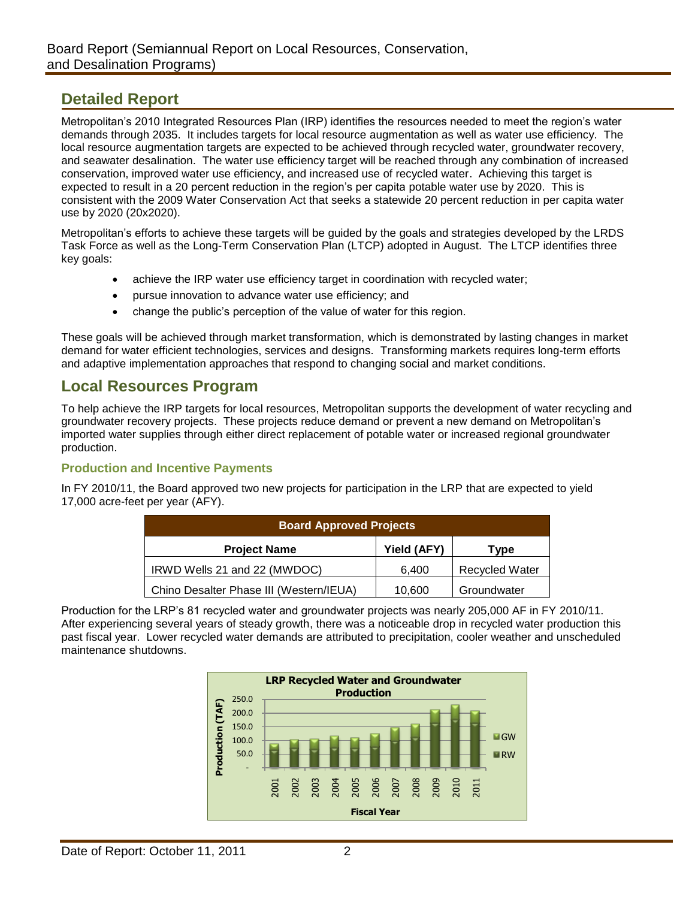## Detailed Report

Metropolitan's 2010 Integrated Resources Plan (IRP) identifies the resources needed to meet the region's water demands through 2035. It includes targets for local resource augmentation as well as water use efficiency. The local resource augmentation targets are expected to be achieved through recycled water, groundwater recovery, and seawater desalination. The water use efficiency target will be reached through any combination of increased conservation, improved water use efficiency, and increased use of recycled water. Achieving this target is expected to result in a 20 percent reduction in the region's per capita potable water use by 2020. This is consistent with the 2009 Water Conservation Act that seeks a statewide 20 percent reduction in per capita water use by 2020 (20x2020).

Metropolitan's efforts to achieve these targets will be guided by the goals and strategies developed by the LRDS Task Force as well as the Long-Term Conservation Plan (LTCP) adopted in August. The LTCP identifies three key goals:

- achieve the IRP water use efficiency target in coordination with recycled water;
- pursue innovation to advance water use efficiency; and
- change the public's perception of the value of water for this region.

These goals will be achieved through market transformation, which is demonstrated by lasting changes in market demand for water efficient technologies, services and designs. Transforming markets requires long-term efforts and adaptive implementation approaches that respond to changing social and market conditions.

## Local Resources Program

To help achieve the IRP targets for local resources, Metropolitan supports the development of water recycling and groundwater recovery projects. These projects reduce demand or prevent a new demand on Metropolitan's imported water supplies through either direct replacement of potable water or increased regional groundwater production.

### Production and Incentive Payments

In FY 2010/11, the Board approved two new projects for participation in the LRP that are expected to yield 17,000 acre-feet per year (AFY).

| Board Approved Projects | | |
|---|---|---|
| **Project Name** | **Yield (AFY)** | **Type** |
| IRWD Wells 21 and 22 (MWDOC) | 6,400 | Recycled Water |
| Chino Desalter Phase III (Western/IEUA) | 10,600 | Groundwater |

Production for the LRP's 81 recycled water and groundwater projects was nearly 205,000 AF in FY 2010/11. After experiencing several years of steady growth, there was a noticeable drop in recycled water production this past fiscal year. Lower recycled water demands are attributed to precipitation, cooler weather and unscheduled maintenance shutdowns.

**LRP Recycled Water and Groundwater Production**

Production (TAF) by Fiscal Year (2001–2011); series: GW, RW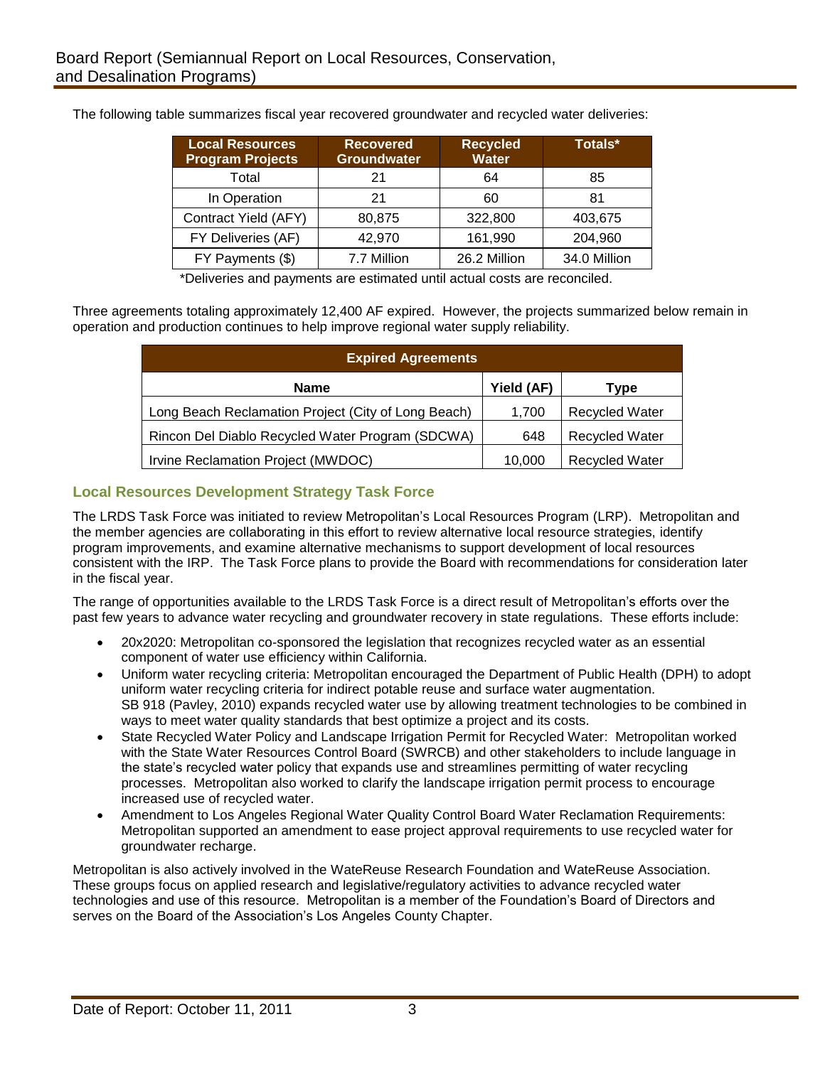The following table summarizes fiscal year recovered groundwater and recycled water deliveries:

| Local Resources Program Projects | Recovered Groundwater | Recycled Water | Totals* |
|---|---|---|---|
| Total | 21 | 64 | 85 |
| In Operation | 21 | 60 | 81 |
| Contract Yield (AFY) | 80,875 | 322,800 | 403,675 |
| FY Deliveries (AF) | 42,970 | 161,990 | 204,960 |
| FY Payments ($) | 7.7 Million | 26.2 Million | 34.0 Million |

*Deliveries and payments are estimated until actual costs are reconciled.

Three agreements totaling approximately 12,400 AF expired. However, the projects summarized below remain in operation and production continues to help improve regional water supply reliability.

| Expired Agreements | | |
|---|---|---|
| **Name** | **Yield (AF)** | **Type** |
| Long Beach Reclamation Project (City of Long Beach) | 1,700 | Recycled Water |
| Rincon Del Diablo Recycled Water Program (SDCWA) | 648 | Recycled Water |
| Irvine Reclamation Project (MWDOC) | 10,000 | Recycled Water |

## Local Resources Development Strategy Task Force

The LRDS Task Force was initiated to review Metropolitan's Local Resources Program (LRP). Metropolitan and the member agencies are collaborating in this effort to review alternative local resource strategies, identify program improvements, and examine alternative mechanisms to support development of local resources consistent with the IRP. The Task Force plans to provide the Board with recommendations for consideration later in the fiscal year.

The range of opportunities available to the LRDS Task Force is a direct result of Metropolitan's efforts over the past few years to advance water recycling and groundwater recovery in state regulations. These efforts include:

- 20x2020: Metropolitan co-sponsored the legislation that recognizes recycled water as an essential component of water use efficiency within California.
- Uniform water recycling criteria: Metropolitan encouraged the Department of Public Health (DPH) to adopt uniform water recycling criteria for indirect potable reuse and surface water augmentation. SB 918 (Pavley, 2010) expands recycled water use by allowing treatment technologies to be combined in ways to meet water quality standards that best optimize a project and its costs.
- State Recycled Water Policy and Landscape Irrigation Permit for Recycled Water: Metropolitan worked with the State Water Resources Control Board (SWRCB) and other stakeholders to include language in the state's recycled water policy that expands use and streamlines permitting of water recycling processes. Metropolitan also worked to clarify the landscape irrigation permit process to encourage increased use of recycled water.
- Amendment to Los Angeles Regional Water Quality Control Board Water Reclamation Requirements: Metropolitan supported an amendment to ease project approval requirements to use recycled water for groundwater recharge.

Metropolitan is also actively involved in the WateReuse Research Foundation and WateReuse Association. These groups focus on applied research and legislative/regulatory activities to advance recycled water technologies and use of this resource. Metropolitan is a member of the Foundation's Board of Directors and serves on the Board of the Association's Los Angeles County Chapter.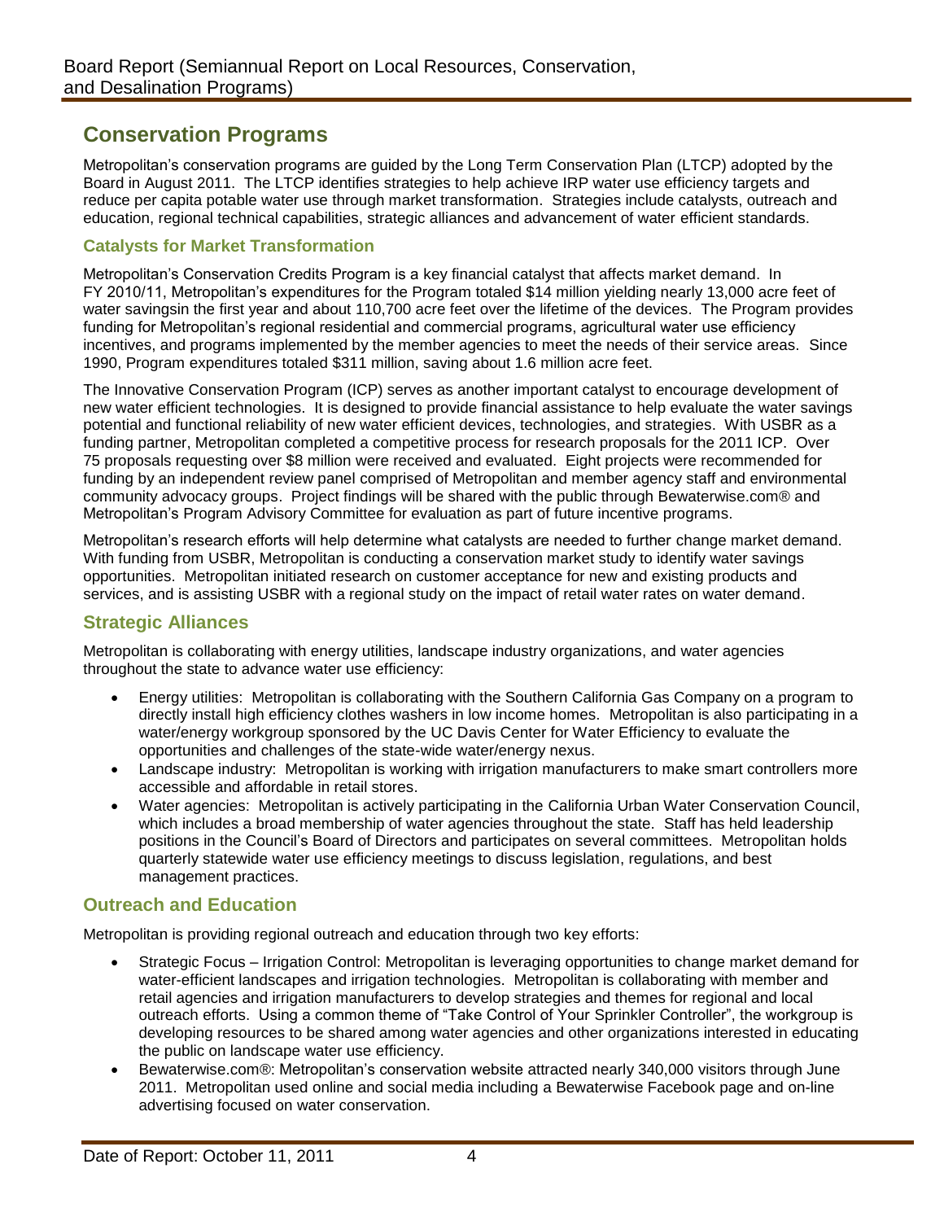## Conservation Programs

Metropolitan's conservation programs are guided by the Long Term Conservation Plan (LTCP) adopted by the Board in August 2011. The LTCP identifies strategies to help achieve IRP water use efficiency targets and reduce per capita potable water use through market transformation. Strategies include catalysts, outreach and education, regional technical capabilities, strategic alliances and advancement of water efficient standards.

### Catalysts for Market Transformation

Metropolitan's Conservation Credits Program is a key financial catalyst that affects market demand. In FY 2010/11, Metropolitan's expenditures for the Program totaled $14 million yielding nearly 13,000 acre feet of water savingsin the first year and about 110,700 acre feet over the lifetime of the devices. The Program provides funding for Metropolitan's regional residential and commercial programs, agricultural water use efficiency incentives, and programs implemented by the member agencies to meet the needs of their service areas. Since 1990, Program expenditures totaled $311 million, saving about 1.6 million acre feet.

The Innovative Conservation Program (ICP) serves as another important catalyst to encourage development of new water efficient technologies. It is designed to provide financial assistance to help evaluate the water savings potential and functional reliability of new water efficient devices, technologies, and strategies. With USBR as a funding partner, Metropolitan completed a competitive process for research proposals for the 2011 ICP. Over 75 proposals requesting over $8 million were received and evaluated. Eight projects were recommended for funding by an independent review panel comprised of Metropolitan and member agency staff and environmental community advocacy groups. Project findings will be shared with the public through Bewaterwise.com® and Metropolitan's Program Advisory Committee for evaluation as part of future incentive programs.

Metropolitan's research efforts will help determine what catalysts are needed to further change market demand. With funding from USBR, Metropolitan is conducting a conservation market study to identify water savings opportunities. Metropolitan initiated research on customer acceptance for new and existing products and services, and is assisting USBR with a regional study on the impact of retail water rates on water demand.

### Strategic Alliances

Metropolitan is collaborating with energy utilities, landscape industry organizations, and water agencies throughout the state to advance water use efficiency:

- Energy utilities: Metropolitan is collaborating with the Southern California Gas Company on a program to directly install high efficiency clothes washers in low income homes. Metropolitan is also participating in a water/energy workgroup sponsored by the UC Davis Center for Water Efficiency to evaluate the opportunities and challenges of the state-wide water/energy nexus.
- Landscape industry: Metropolitan is working with irrigation manufacturers to make smart controllers more accessible and affordable in retail stores.
- Water agencies: Metropolitan is actively participating in the California Urban Water Conservation Council, which includes a broad membership of water agencies throughout the state. Staff has held leadership positions in the Council's Board of Directors and participates on several committees. Metropolitan holds quarterly statewide water use efficiency meetings to discuss legislation, regulations, and best management practices.

### Outreach and Education

Metropolitan is providing regional outreach and education through two key efforts:

- Strategic Focus – Irrigation Control: Metropolitan is leveraging opportunities to change market demand for water-efficient landscapes and irrigation technologies. Metropolitan is collaborating with member and retail agencies and irrigation manufacturers to develop strategies and themes for regional and local outreach efforts. Using a common theme of "Take Control of Your Sprinkler Controller", the workgroup is developing resources to be shared among water agencies and other organizations interested in educating the public on landscape water use efficiency.
- Bewaterwise.com®: Metropolitan's conservation website attracted nearly 340,000 visitors through June 2011. Metropolitan used online and social media including a Bewaterwise Facebook page and on-line advertising focused on water conservation.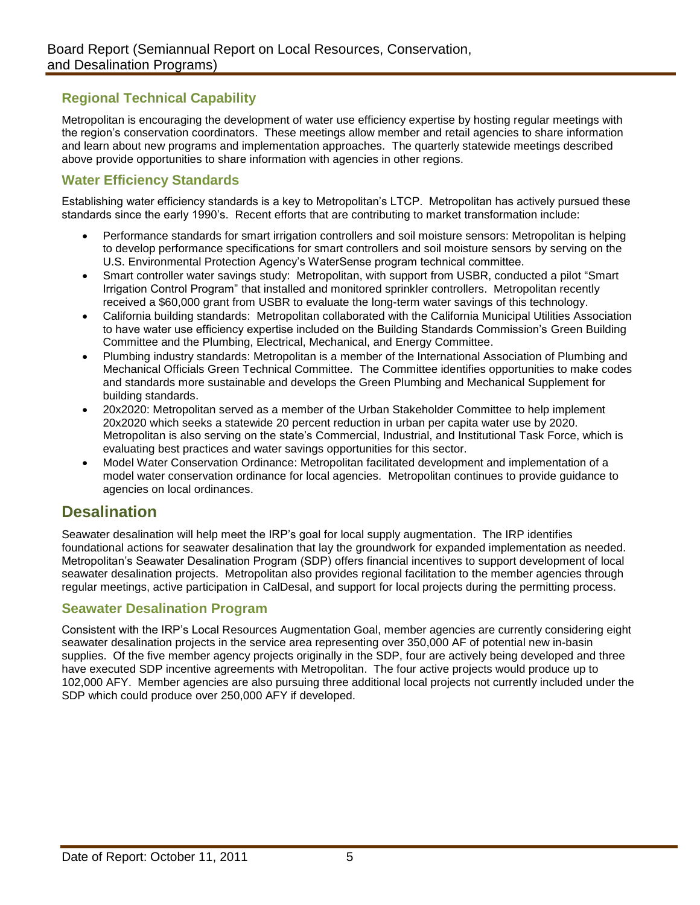## Regional Technical Capability

Metropolitan is encouraging the development of water use efficiency expertise by hosting regular meetings with the region's conservation coordinators. These meetings allow member and retail agencies to share information and learn about new programs and implementation approaches. The quarterly statewide meetings described above provide opportunities to share information with agencies in other regions.

## Water Efficiency Standards

Establishing water efficiency standards is a key to Metropolitan's LTCP. Metropolitan has actively pursued these standards since the early 1990's. Recent efforts that are contributing to market transformation include:

- Performance standards for smart irrigation controllers and soil moisture sensors: Metropolitan is helping to develop performance specifications for smart controllers and soil moisture sensors by serving on the U.S. Environmental Protection Agency's WaterSense program technical committee.
- Smart controller water savings study: Metropolitan, with support from USBR, conducted a pilot "Smart Irrigation Control Program" that installed and monitored sprinkler controllers. Metropolitan recently received a $60,000 grant from USBR to evaluate the long-term water savings of this technology.
- California building standards: Metropolitan collaborated with the California Municipal Utilities Association to have water use efficiency expertise included on the Building Standards Commission's Green Building Committee and the Plumbing, Electrical, Mechanical, and Energy Committee.
- Plumbing industry standards: Metropolitan is a member of the International Association of Plumbing and Mechanical Officials Green Technical Committee. The Committee identifies opportunities to make codes and standards more sustainable and develops the Green Plumbing and Mechanical Supplement for building standards.
- 20x2020: Metropolitan served as a member of the Urban Stakeholder Committee to help implement 20x2020 which seeks a statewide 20 percent reduction in urban per capita water use by 2020. Metropolitan is also serving on the state's Commercial, Industrial, and Institutional Task Force, which is evaluating best practices and water savings opportunities for this sector.
- Model Water Conservation Ordinance: Metropolitan facilitated development and implementation of a model water conservation ordinance for local agencies. Metropolitan continues to provide guidance to agencies on local ordinances.

# Desalination

Seawater desalination will help meet the IRP's goal for local supply augmentation. The IRP identifies foundational actions for seawater desalination that lay the groundwork for expanded implementation as needed. Metropolitan's Seawater Desalination Program (SDP) offers financial incentives to support development of local seawater desalination projects. Metropolitan also provides regional facilitation to the member agencies through regular meetings, active participation in CalDesal, and support for local projects during the permitting process.

## Seawater Desalination Program

Consistent with the IRP's Local Resources Augmentation Goal, member agencies are currently considering eight seawater desalination projects in the service area representing over 350,000 AF of potential new in-basin supplies. Of the five member agency projects originally in the SDP, four are actively being developed and three have executed SDP incentive agreements with Metropolitan. The four active projects would produce up to 102,000 AFY. Member agencies are also pursuing three additional local projects not currently included under the SDP which could produce over 250,000 AFY if developed.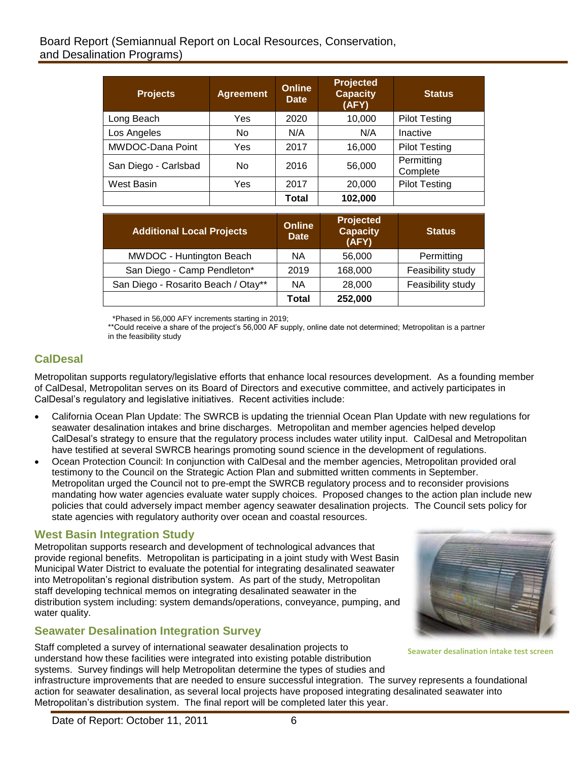| Projects | Agreement | Online Date | Projected Capacity (AFY) | Status |
|---|---|---|---|---|
| Long Beach | Yes | 2020 | 10,000 | Pilot Testing |
| Los Angeles | No | N/A | N/A | Inactive |
| MWDOC-Dana Point | Yes | 2017 | 16,000 | Pilot Testing |
| San Diego - Carlsbad | No | 2016 | 56,000 | Permitting Complete |
| West Basin | Yes | 2017 | 20,000 | Pilot Testing |
| | | Total | 102,000 | |

| Additional Local Projects | Online Date | Projected Capacity (AFY) | Status |
|---|---|---|---|
| MWDOC - Huntington Beach | NA | 56,000 | Permitting |
| San Diego - Camp Pendleton* | 2019 | 168,000 | Feasibility study |
| San Diego - Rosarito Beach / Otay** | NA | 28,000 | Feasibility study |
| | Total | 252,000 | |

*Phased in 56,000 AFY increments starting in 2019;
**Could receive a share of the project's 56,000 AF supply, online date not determined; Metropolitan is a partner in the feasibility study

## CalDesal

Metropolitan supports regulatory/legislative efforts that enhance local resources development. As a founding member of CalDesal, Metropolitan serves on its Board of Directors and executive committee, and actively participates in CalDesal's regulatory and legislative initiatives. Recent activities include:

- California Ocean Plan Update: The SWRCB is updating the triennial Ocean Plan Update with new regulations for seawater desalination intakes and brine discharges. Metropolitan and member agencies helped develop CalDesal's strategy to ensure that the regulatory process includes water utility input. CalDesal and Metropolitan have testified at several SWRCB hearings promoting sound science in the development of regulations.
- Ocean Protection Council: In conjunction with CalDesal and the member agencies, Metropolitan provided oral testimony to the Council on the Strategic Action Plan and submitted written comments in September. Metropolitan urged the Council not to pre-empt the SWRCB regulatory process and to reconsider provisions mandating how water agencies evaluate water supply choices. Proposed changes to the action plan include new policies that could adversely impact member agency seawater desalination projects. The Council sets policy for state agencies with regulatory authority over ocean and coastal resources.

## West Basin Integration Study

Metropolitan supports research and development of technological advances that provide regional benefits. Metropolitan is participating in a joint study with West Basin Municipal Water District to evaluate the potential for integrating desalinated seawater into Metropolitan's regional distribution system. As part of the study, Metropolitan staff developing technical memos on integrating desalinated seawater in the distribution system including: system demands/operations, conveyance, pumping, and water quality.

Seawater desalination intake test screen

## Seawater Desalination Integration Survey

Staff completed a survey of international seawater desalination projects to understand how these facilities were integrated into existing potable distribution systems. Survey findings will help Metropolitan determine the types of studies and infrastructure improvements that are needed to ensure successful integration. The survey represents a foundational action for seawater desalination, as several local projects have proposed integrating desalinated seawater into Metropolitan's distribution system. The final report will be completed later this year.